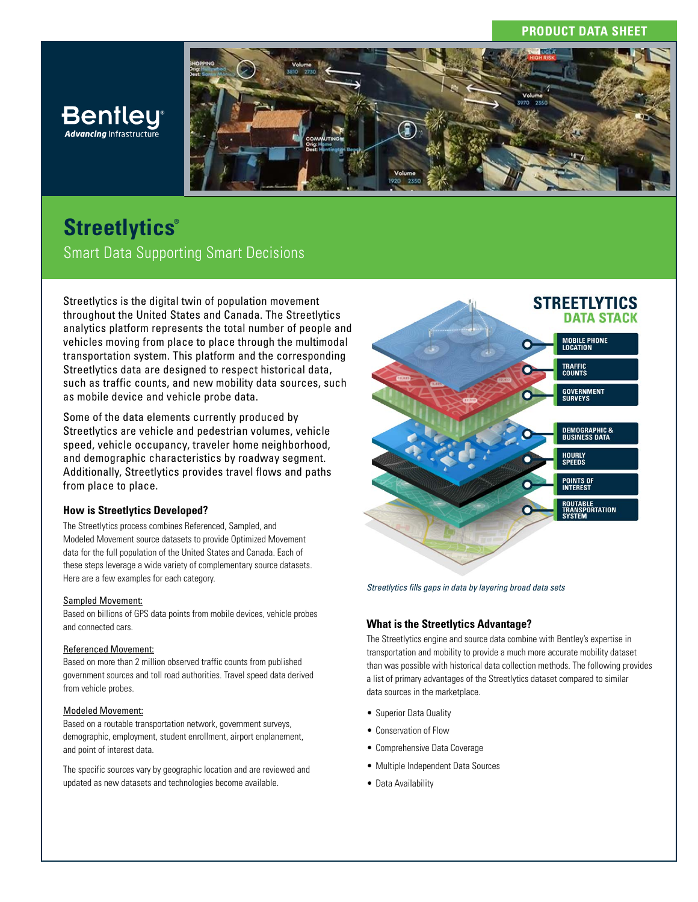PRODUCT DATA SHEET

# Streetlytics®

## Smart Data Supporting Smart Decisions

Streetlytics is the digital twin of population movement throughout the United States and Canada. The Streetlytics analytics platform represents the total number of people and vehicles moving from place to place through the multimodal transportation system. This platform and the corresponding Streetlytics data are designed to respect historical data, such as traffic counts, and new mobility data sources, such as mobile device and vehicle probe data.

Some of the data elements currently produced by Streetlytics are vehicle and pedestrian volumes, vehicle speed, vehicle occupancy, traveler home neighborhood, and demographic characteristics by roadway segment. Additionally, Streetlytics provides travel flows and paths from place to place.

### How is Streetlytics Developed?

The Streetlytics process combines Referenced, Sampled, and Modeled Movement source datasets to provide Optimized Movement data for the full population of the United States and Canada. Each of these steps leverage a wide variety of complementary source datasets. Here are a few examples for each category.

Sampled Movement:
Based on billions of GPS data points from mobile devices, vehicle probes and connected cars.

Referenced Movement:
Based on more than 2 million observed traffic counts from published government sources and toll road authorities. Travel speed data derived from vehicle probes.

Modeled Movement:
Based on a routable transportation network, government surveys, demographic, employment, student enrollment, airport enplanement, and point of interest data.

The specific sources vary by geographic location and are reviewed and updated as new datasets and technologies become available.

**STREETLYTICS DATA STACK**

- MOBILE PHONE LOCATION
- TRAFFIC COUNTS
- GOVERNMENT SURVEYS
- DEMOGRAPHIC & BUSINESS DATA
- HOURLY SPEEDS
- POINTS OF INTEREST
- ROUTABLE TRANSPORTATION SYSTEM

*Streetlytics fills gaps in data by layering broad data sets*

### What is the Streetlytics Advantage?

The Streetlytics engine and source data combine with Bentley's expertise in transportation and mobility to provide a much more accurate mobility dataset than was possible with historical data collection methods. The following provides a list of primary advantages of the Streetlytics dataset compared to similar data sources in the marketplace.

- Superior Data Quality
- Conservation of Flow
- Comprehensive Data Coverage
- Multiple Independent Data Sources
- Data Availability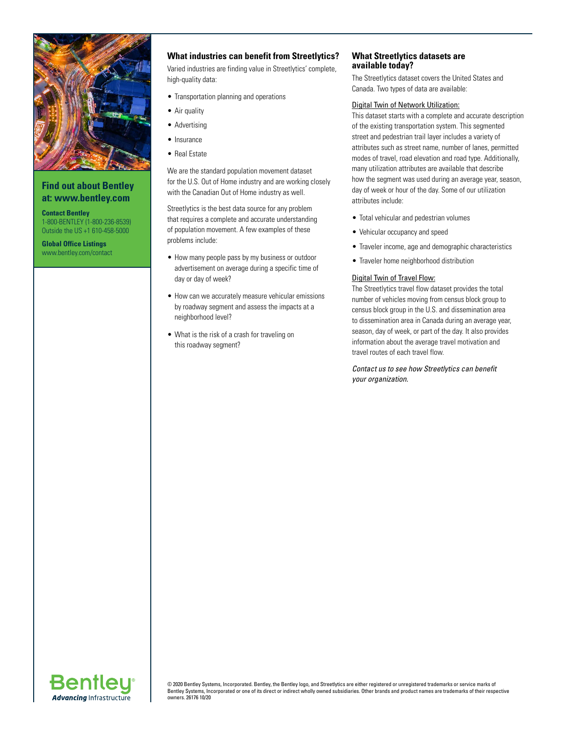## What industries can benefit from Streetlytics?

Varied industries are finding value in Streetlytics' complete, high-quality data:

- Transportation planning and operations
- Air quality
- Advertising
- Insurance
- Real Estate

We are the standard population movement dataset for the U.S. Out of Home industry and are working closely with the Canadian Out of Home industry as well.

Streetlytics is the best data source for any problem that requires a complete and accurate understanding of population movement. A few examples of these problems include:

- How many people pass by my business or outdoor advertisement on average during a specific time of day or day of week?
- How can we accurately measure vehicular emissions by roadway segment and assess the impacts at a neighborhood level?
- What is the risk of a crash for traveling on this roadway segment?

## What Streetlytics datasets are available today?

The Streetlytics dataset covers the United States and Canada. Two types of data are available:

Digital Twin of Network Utilization:

This dataset starts with a complete and accurate description of the existing transportation system. This segmented street and pedestrian trail layer includes a variety of attributes such as street name, number of lanes, permitted modes of travel, road elevation and road type. Additionally, many utilization attributes are available that describe how the segment was used during an average year, season, day of week or hour of the day. Some of our utilization attributes include:

- Total vehicular and pedestrian volumes
- Vehicular occupancy and speed
- Traveler income, age and demographic characteristics
- Traveler home neighborhood distribution

Digital Twin of Travel Flow:

The Streetlytics travel flow dataset provides the total number of vehicles moving from census block group to census block group in the U.S. and dissemination area to dissemination area in Canada during an average year, season, day of week, or part of the day. It also provides information about the average travel motivation and travel routes of each travel flow.

*Contact us to see how Streetlytics can benefit your organization.*

**Find out about Bentley at: www.bentley.com**

**Contact Bentley**
1-800-BENTLEY (1-800-236-8539)
Outside the US +1 610-458-5000

**Global Office Listings**
www.bentley.com/contact

Bentley® *Advancing* Infrastructure

© 2020 Bentley Systems, Incorporated. Bentley, the Bentley logo, and Streetlytics are either registered or unregistered trademarks or service marks of Bentley Systems, Incorporated or one of its direct or indirect wholly owned subsidiaries. Other brands and product names are trademarks of their respective owners. 26176 10/20